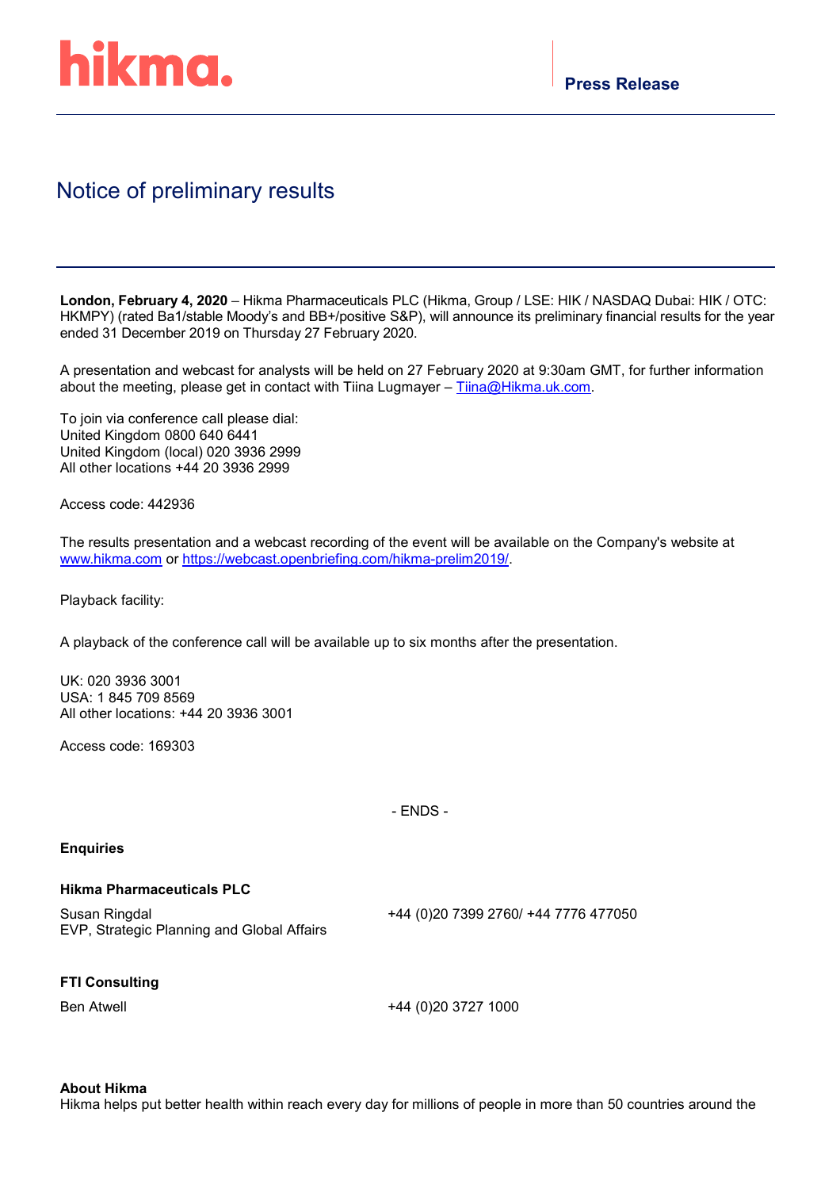hikma.

**Press Release**

# Notice of preliminary results

**London, February 4, 2020** – Hikma Pharmaceuticals PLC (Hikma, Group / LSE: HIK / NASDAQ Dubai: HIK / OTC: HKMPY) (rated Ba1/stable Moody's and BB+/positive S&P), will announce its preliminary financial results for the year ended 31 December 2019 on Thursday 27 February 2020.

A presentation and webcast for analysts will be held on 27 February 2020 at 9:30am GMT, for further information about the meeting, please get in contact with Tiina Lugmayer – Tiina@Hikma.uk.com.

To join via conference call please dial:
United Kingdom 0800 640 6441
United Kingdom (local) 020 3936 2999
All other locations +44 20 3936 2999

Access code: 442936

The results presentation and a webcast recording of the event will be available on the Company's website at www.hikma.com or https://webcast.openbriefing.com/hikma-prelim2019/.

Playback facility:

A playback of the conference call will be available up to six months after the presentation.

UK: 020 3936 3001
USA: 1 845 709 8569
All other locations: +44 20 3936 3001

Access code: 169303

- ENDS -

**Enquiries**

**Hikma Pharmaceuticals PLC**

| | |
|---|---|
| Susan Ringdal<br>EVP, Strategic Planning and Global Affairs | +44 (0)20 7399 2760/ +44 7776 477050 |

**FTI Consulting**

| | |
|---|---|
| Ben Atwell | +44 (0)20 3727 1000 |

**About Hikma**

Hikma helps put better health within reach every day for millions of people in more than 50 countries around the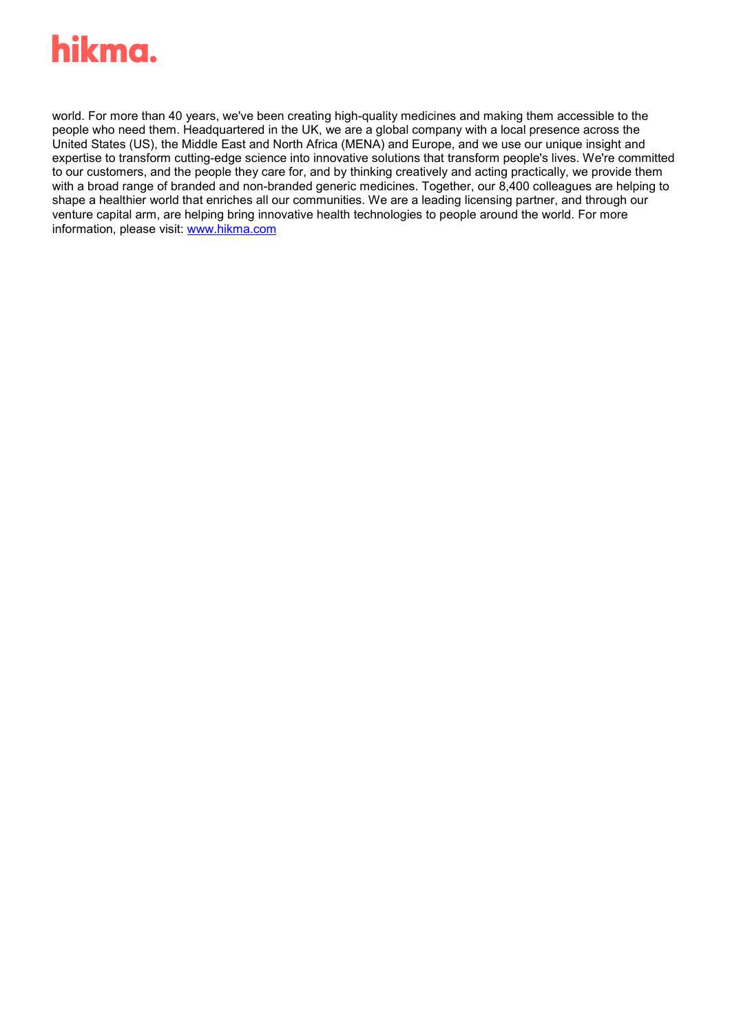world. For more than 40 years, we've been creating high-quality medicines and making them accessible to the people who need them. Headquartered in the UK, we are a global company with a local presence across the United States (US), the Middle East and North Africa (MENA) and Europe, and we use our unique insight and expertise to transform cutting-edge science into innovative solutions that transform people's lives. We're committed to our customers, and the people they care for, and by thinking creatively and acting practically, we provide them with a broad range of branded and non-branded generic medicines. Together, our 8,400 colleagues are helping to shape a healthier world that enriches all our communities. We are a leading licensing partner, and through our venture capital arm, are helping bring innovative health technologies to people around the world. For more information, please visit: [www.hikma.com](http://www.hikma.com)